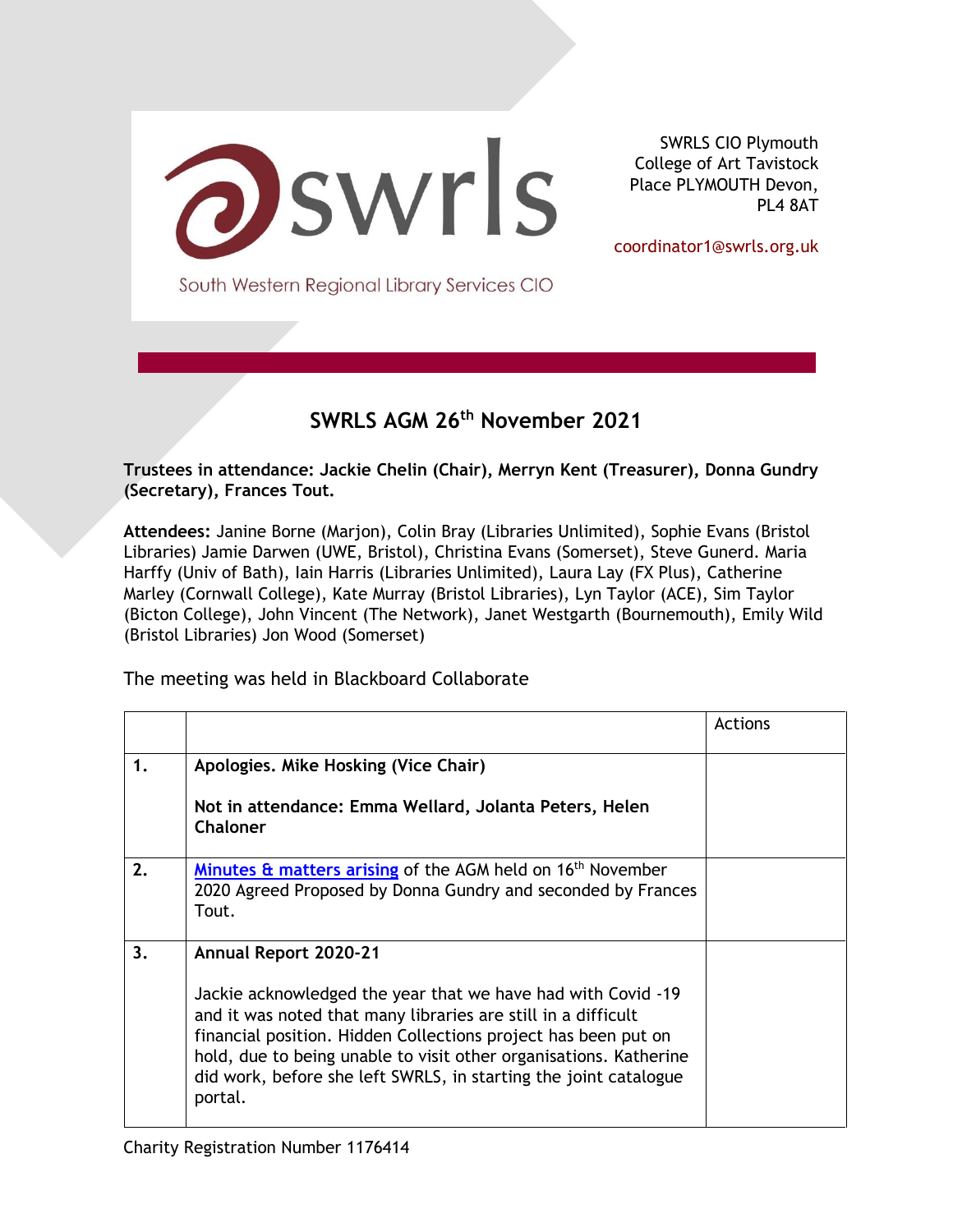swrls

South Western Regional Library Services CIO

SWRLS CIO Plymouth College of Art Tavistock Place PLYMOUTH Devon, PL4 8AT

coordinator1@swrls.org.uk

# SWRLS AGM 26th November 2021

**Trustees in attendance: Jackie Chelin (Chair), Merryn Kent (Treasurer), Donna Gundry (Secretary), Frances Tout.**

**Attendees:** Janine Borne (Marjon), Colin Bray (Libraries Unlimited), Sophie Evans (Bristol Libraries) Jamie Darwen (UWE, Bristol), Christina Evans (Somerset), Steve Gunerd. Maria Harffy (Univ of Bath), Iain Harris (Libraries Unlimited), Laura Lay (FX Plus), Catherine Marley (Cornwall College), Kate Murray (Bristol Libraries), Lyn Taylor (ACE), Sim Taylor (Bicton College), John Vincent (The Network), Janet Westgarth (Bournemouth), Emily Wild (Bristol Libraries) Jon Wood (Somerset)

The meeting was held in Blackboard Collaborate

| | | Actions |
|---|---|---|
| 1. | **Apologies. Mike Hosking (Vice Chair)**<br><br>**Not in attendance: Emma Wellard, Jolanta Peters, Helen Chaloner** | |
| 2. | Minutes & matters arising of the AGM held on 16th November 2020 Agreed Proposed by Donna Gundry and seconded by Frances Tout. | |
| 3. | **Annual Report 2020-21**<br><br>Jackie acknowledged the year that we have had with Covid -19 and it was noted that many libraries are still in a difficult financial position. Hidden Collections project has been put on hold, due to being unable to visit other organisations. Katherine did work, before she left SWRLS, in starting the joint catalogue portal. | |

Charity Registration Number 1176414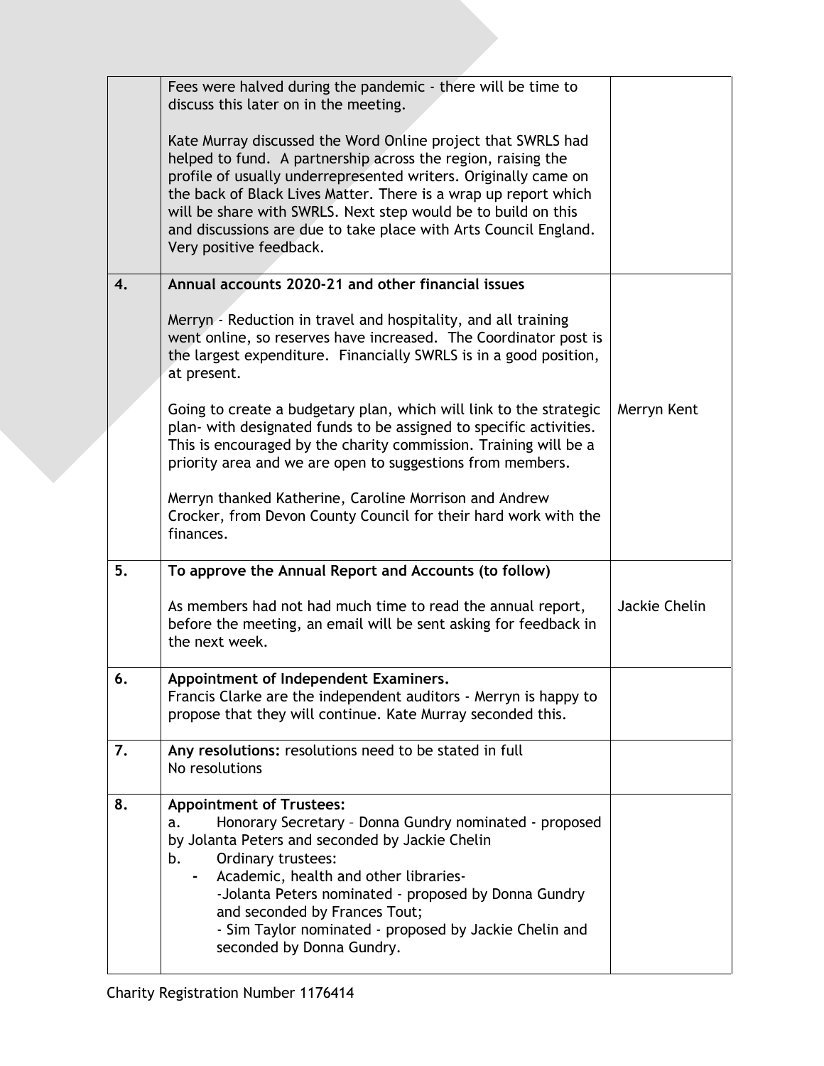|  |  |  |
| --- | --- | --- |
|  | Fees were halved during the pandemic - there will be time to discuss this later on in the meeting.<br><br>Kate Murray discussed the Word Online project that SWRLS had helped to fund. A partnership across the region, raising the profile of usually underrepresented writers. Originally came on the back of Black Lives Matter. There is a wrap up report which will be share with SWRLS. Next step would be to build on this and discussions are due to take place with Arts Council England. Very positive feedback. |  |
| **4.** | **Annual accounts 2020-21 and other financial issues**<br><br>Merryn - Reduction in travel and hospitality, and all training went online, so reserves have increased. The Coordinator post is the largest expenditure. Financially SWRLS is in a good position, at present.<br><br>Going to create a budgetary plan, which will link to the strategic plan- with designated funds to be assigned to specific activities. This is encouraged by the charity commission. Training will be a priority area and we are open to suggestions from members.<br><br>Merryn thanked Katherine, Caroline Morrison and Andrew Crocker, from Devon County Council for their hard work with the finances. | Merryn Kent |
| **5.** | **To approve the Annual Report and Accounts (to follow)**<br><br>As members had not had much time to read the annual report, before the meeting, an email will be sent asking for feedback in the next week. | Jackie Chelin |
| **6.** | **Appointment of Independent Examiners.**<br>Francis Clarke are the independent auditors - Merryn is happy to propose that they will continue. Kate Murray seconded this. |  |
| **7.** | **Any resolutions:** resolutions need to be stated in full<br>No resolutions |  |
| **8.** | **Appointment of Trustees:**<br>a. Honorary Secretary – Donna Gundry nominated - proposed by Jolanta Peters and seconded by Jackie Chelin<br>b. Ordinary trustees:<br>- Academic, health and other libraries-<br>-Jolanta Peters nominated - proposed by Donna Gundry and seconded by Frances Tout;<br>- Sim Taylor nominated - proposed by Jackie Chelin and seconded by Donna Gundry. |  |

Charity Registration Number 1176414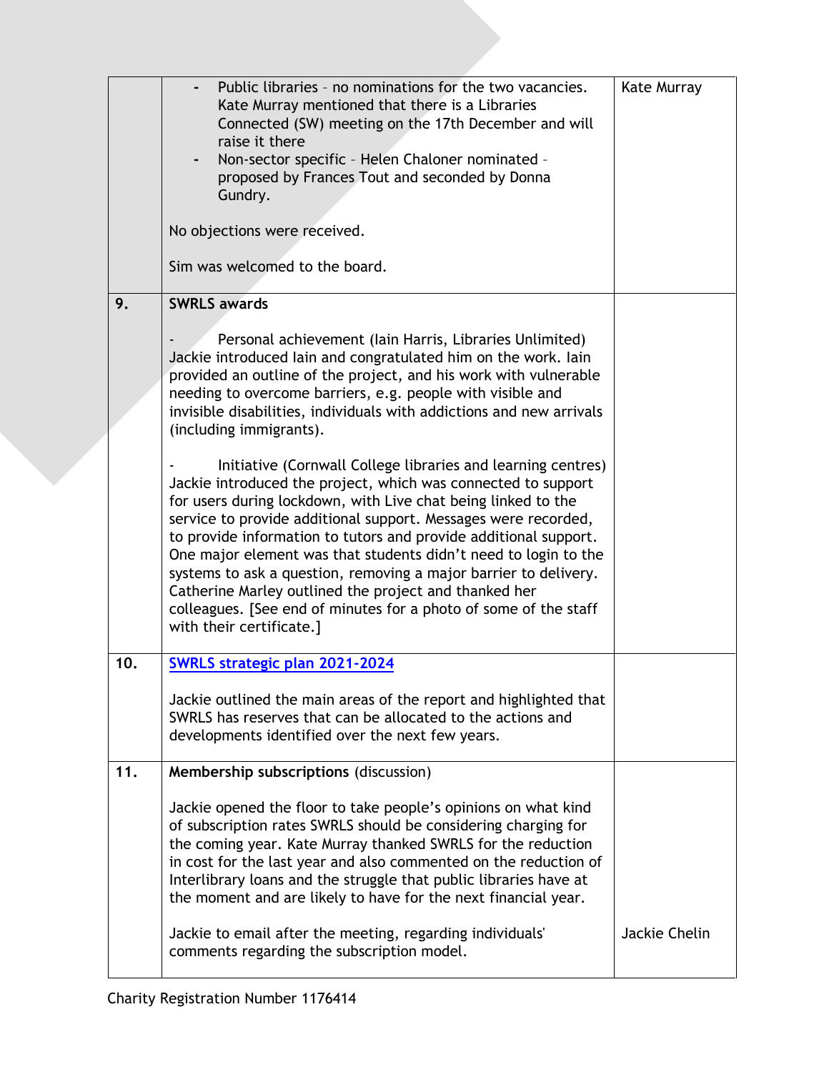| | | |
|---|---|---|
| | - Public libraries – no nominations for the two vacancies. Kate Murray mentioned that there is a Libraries Connected (SW) meeting on the 17th December and will raise it there<br>- Non-sector specific – Helen Chaloner nominated – proposed by Frances Tout and seconded by Donna Gundry.<br><br>No objections were received.<br><br>Sim was welcomed to the board. | Kate Murray |
| 9. | **SWRLS awards**<br><br>- Personal achievement (Iain Harris, Libraries Unlimited) Jackie introduced Iain and congratulated him on the work. Iain provided an outline of the project, and his work with vulnerable needing to overcome barriers, e.g. people with visible and invisible disabilities, individuals with addictions and new arrivals (including immigrants).<br><br>- Initiative (Cornwall College libraries and learning centres) Jackie introduced the project, which was connected to support for users during lockdown, with Live chat being linked to the service to provide additional support. Messages were recorded, to provide information to tutors and provide additional support. One major element was that students didn't need to login to the systems to ask a question, removing a major barrier to delivery. Catherine Marley outlined the project and thanked her colleagues. [See end of minutes for a photo of some of the staff with their certificate.] | |
| 10. | **SWRLS strategic plan 2021-2024**<br><br>Jackie outlined the main areas of the report and highlighted that SWRLS has reserves that can be allocated to the actions and developments identified over the next few years. | |
| 11. | **Membership subscriptions** (discussion)<br><br>Jackie opened the floor to take people's opinions on what kind of subscription rates SWRLS should be considering charging for the coming year. Kate Murray thanked SWRLS for the reduction in cost for the last year and also commented on the reduction of Interlibrary loans and the struggle that public libraries have at the moment and are likely to have for the next financial year.<br><br>Jackie to email after the meeting, regarding individuals' comments regarding the subscription model. | Jackie Chelin |

Charity Registration Number 1176414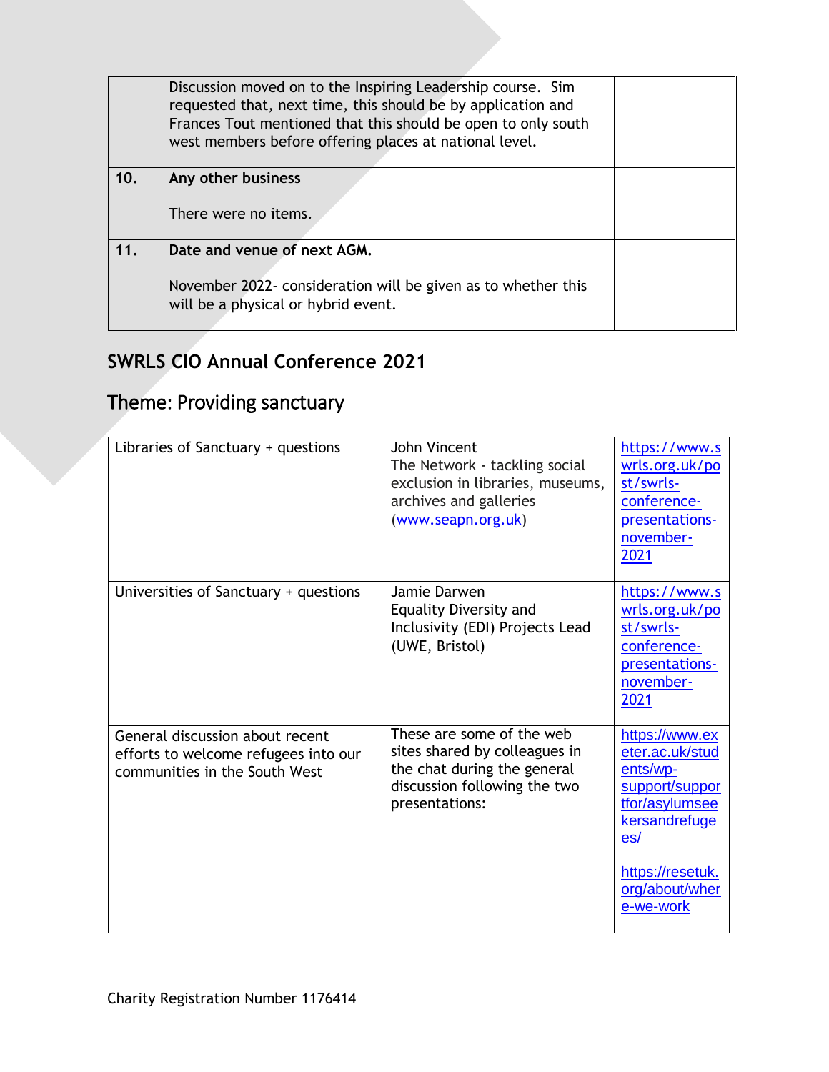| | | |
|---|---|---|
| | Discussion moved on to the Inspiring Leadership course. Sim requested that, next time, this should be by application and Frances Tout mentioned that this should be open to only south west members before offering places at national level. | |
| **10.** | **Any other business**<br><br>There were no items. | |
| **11.** | **Date and venue of next AGM.**<br><br>November 2022- consideration will be given as to whether this will be a physical or hybrid event. | |

## SWRLS CIO Annual Conference 2021

## Theme: Providing sanctuary

| | | |
|---|---|---|
| Libraries of Sanctuary + questions | John Vincent<br>The Network - tackling social exclusion in libraries, museums, archives and galleries (www.seapn.org.uk) | https://www.swrls.org.uk/post/swrls-conference-presentations-november-2021 |
| Universities of Sanctuary + questions | Jamie Darwen<br>Equality Diversity and Inclusivity (EDI) Projects Lead (UWE, Bristol) | https://www.swrls.org.uk/post/swrls-conference-presentations-november-2021 |
| General discussion about recent efforts to welcome refugees into our communities in the South West | These are some of the web sites shared by colleagues in the chat during the general discussion following the two presentations: | https://www.exeter.ac.uk/students/wp-support/supportforasylumseekersandrefugees/<br><br>https://resetuk.org/about/where-we-work |

Charity Registration Number 1176414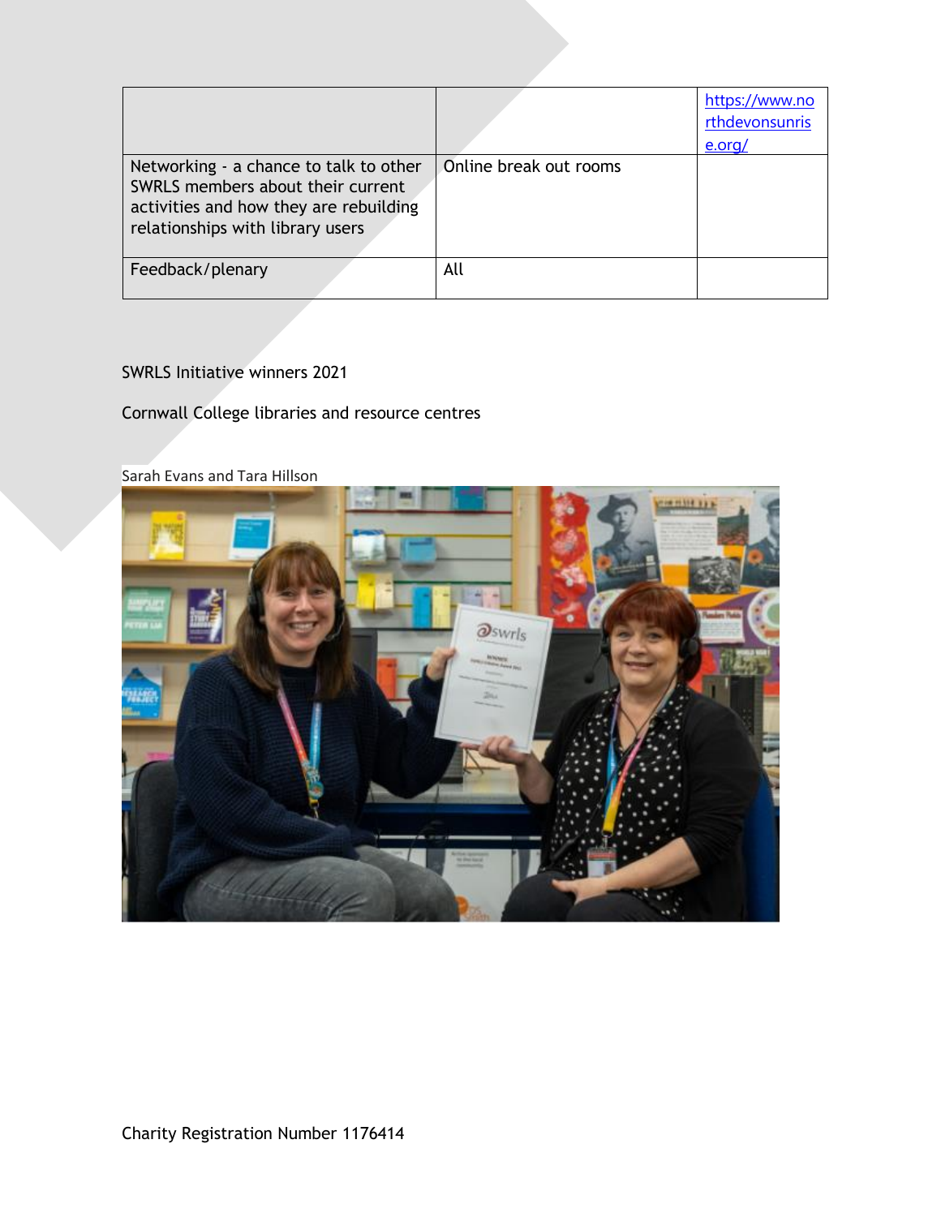| | | |
|---|---|---|
| | | https://www.northdevonsunrise.org/ |
| Networking - a chance to talk to other SWRLS members about their current activities and how they are rebuilding relationships with library users | Online break out rooms | |
| Feedback/plenary | All | |

SWRLS Initiative winners 2021

Cornwall College libraries and resource centres

Sarah Evans and Tara Hillson

Charity Registration Number 1176414